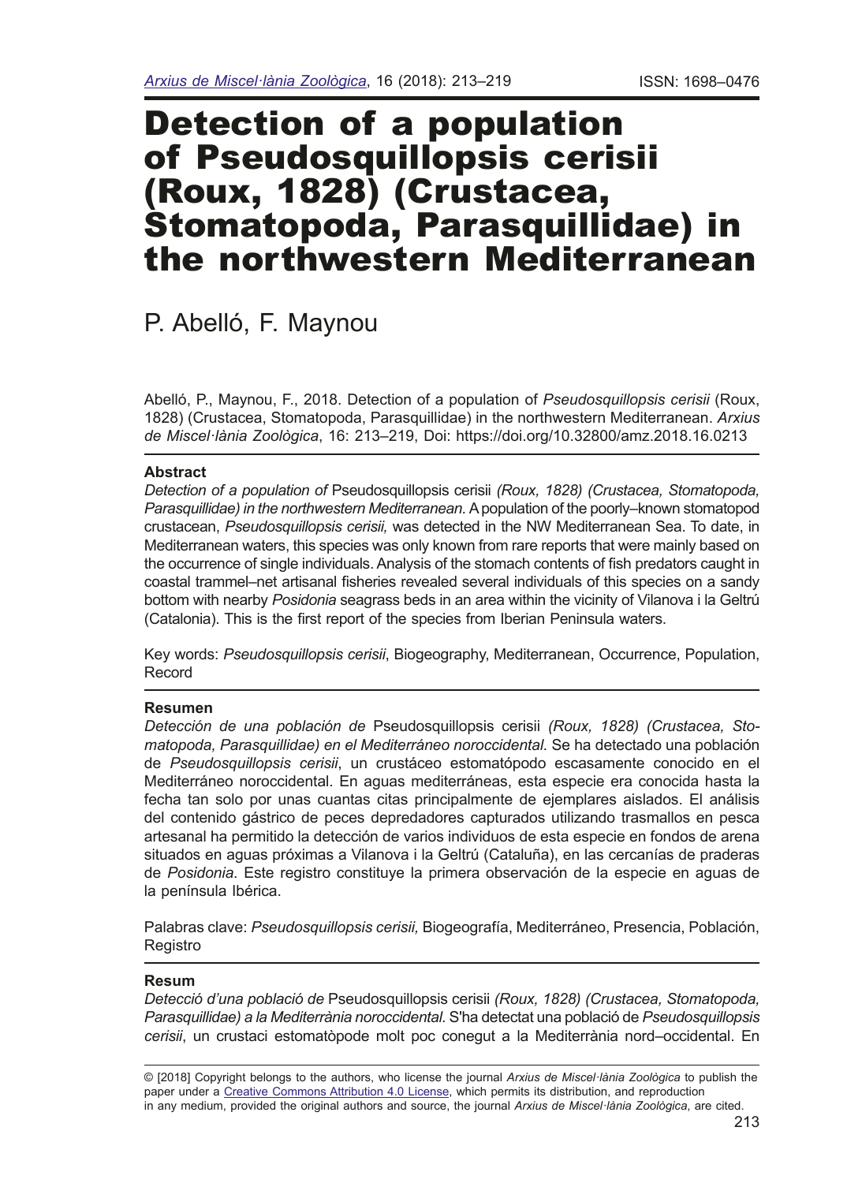# Detection of a population of Pseudosquillopsis cerisii (Roux, 1828) (Crustacea, Stomatopoda, Parasquillidae) in the northwestern Mediterranean

P. Abelló, F. Maynou

Abelló, P., Maynou, F., 2018. Detection of a population of *Pseudosquillopsis cerisii* (Roux, 1828) (Crustacea, Stomatopoda, Parasquillidae) in the northwestern Mediterranean. *Arxius de Miscel·lània Zoològica*, 16: 213–219, Doi: https://doi.org/10.32800/amz.2018.16.0213

## Abstract

*Detection of a population of* Pseudosquillopsis cerisii *(Roux, 1828) (Crustacea, Stomatopoda, Parasquillidae) in the northwestern Mediterranean.* A population of the poorly–known stomatopod crustacean, *Pseudosquillopsis cerisii,* was detected in the NW Mediterranean Sea. To date, in Mediterranean waters, this species was only known from rare reports that were mainly based on the occurrence of single individuals. Analysis of the stomach contents of fish predators caught in coastal trammel–net artisanal fisheries revealed several individuals of this species on a sandy bottom with nearby *Posidonia* seagrass beds in an area within the vicinity of Vilanova i la Geltrú (Catalonia). This is the first report of the species from Iberian Peninsula waters.

Key words: *Pseudosquillopsis cerisii*, Biogeography, Mediterranean, Occurrence, Population, Record

## Resumen

*Detección de una población de* Pseudosquillopsis cerisii *(Roux, 1828) (Crustacea, Stomatopoda, Parasquillidae) en el Mediterráneo noroccidental.* Se ha detectado una población de *Pseudosquillopsis cerisii*, un crustáceo estomatópodo escasamente conocido en el Mediterráneo noroccidental. En aguas mediterráneas, esta especie era conocida hasta la fecha tan solo por unas cuantas citas principalmente de ejemplares aislados. El análisis del contenido gástrico de peces depredadores capturados utilizando trasmallos en pesca artesanal ha permitido la detección de varios individuos de esta especie en fondos de arena situados en aguas próximas a Vilanova i la Geltrú (Cataluña), en las cercanías de praderas de *Posidonia*. Este registro constituye la primera observación de la especie en aguas de la península Ibérica.

Palabras clave: *Pseudosquillopsis cerisii,* Biogeografía, Mediterráneo, Presencia, Población, Registro

## Resum

*Detecció d'una població de* Pseudosquillopsis cerisii *(Roux, 1828) (Crustacea, Stomatopoda, Parasquillidae) a la Mediterrània noroccidental.* S'ha detectat una població de *Pseudosquillopsis cerisii*, un crustaci estomatòpode molt poc conegut a la Mediterrània nord–occidental. En

© [2018] Copyright belongs to the authors, who license the journal *Arxius de Miscel·lània Zoològica* to publish the paper under a Creative Commons Attribution 4.0 License, which permits its distribution, and reproduction in any medium, provided the original authors and source, the journal *Arxius de Miscel·lània Zoològica*, are cited.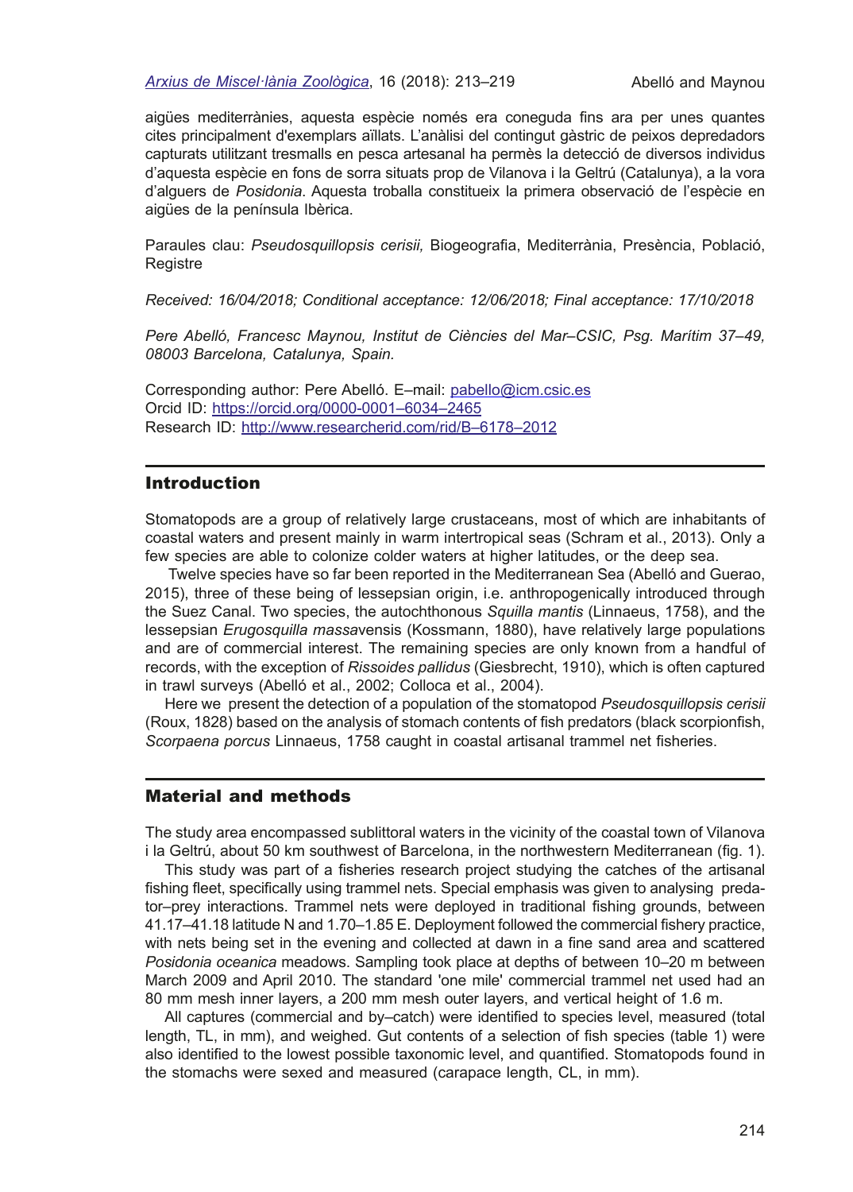aigües mediterrànies, aquesta espècie només era coneguda fins ara per unes quantes cites principalment d'exemplars aïllats. L'anàlisi del contingut gàstric de peixos depredadors capturats utilitzant tresmalls en pesca artesanal ha permès la detecció de diversos individus d'aquesta espècie en fons de sorra situats prop de Vilanova i la Geltrú (Catalunya), a la vora d'alguers de *Posidonia*. Aquesta troballa constitueix la primera observació de l'espècie en aigües de la península Ibèrica.

Paraules clau: *Pseudosquillopsis cerisii,* Biogeografia, Mediterrània, Presència, Població, Registre

*Received: 16/04/2018; Conditional acceptance: 12/06/2018; Final acceptance: 17/10/2018*

*Pere Abelló, Francesc Maynou, Institut de Ciències del Mar–CSIC, Psg. Marítim 37–49, 08003 Barcelona, Catalunya, Spain.*

Corresponding author: Pere Abelló. E–mail: pabello@icm.csic.es
Orcid ID: https://orcid.org/0000-0001–6034–2465
Research ID: http://www.researcherid.com/rid/B–6178–2012

## Introduction

Stomatopods are a group of relatively large crustaceans, most of which are inhabitants of coastal waters and present mainly in warm intertropical seas (Schram et al., 2013). Only a few species are able to colonize colder waters at higher latitudes, or the deep sea.

Twelve species have so far been reported in the Mediterranean Sea (Abelló and Guerao, 2015), three of these being of lessepsian origin, i.e. anthropogenically introduced through the Suez Canal. Two species, the autochthonous *Squilla mantis* (Linnaeus, 1758), and the lessepsian *Erugosquilla massa*vensis (Kossmann, 1880), have relatively large populations and are of commercial interest. The remaining species are only known from a handful of records, with the exception of *Rissoides pallidus* (Giesbrecht, 1910), which is often captured in trawl surveys (Abelló et al., 2002; Colloca et al., 2004).

Here we present the detection of a population of the stomatopod *Pseudosquillopsis cerisii* (Roux, 1828) based on the analysis of stomach contents of fish predators (black scorpionfish, *Scorpaena porcus* Linnaeus, 1758 caught in coastal artisanal trammel net fisheries.

## Material and methods

The study area encompassed sublittoral waters in the vicinity of the coastal town of Vilanova i la Geltrú, about 50 km southwest of Barcelona, in the northwestern Mediterranean (fig. 1).

This study was part of a fisheries research project studying the catches of the artisanal fishing fleet, specifically using trammel nets. Special emphasis was given to analysing predator–prey interactions. Trammel nets were deployed in traditional fishing grounds, between 41.17–41.18 latitude N and 1.70–1.85 E. Deployment followed the commercial fishery practice, with nets being set in the evening and collected at dawn in a fine sand area and scattered *Posidonia oceanica* meadows. Sampling took place at depths of between 10–20 m between March 2009 and April 2010. The standard 'one mile' commercial trammel net used had an 80 mm mesh inner layers, a 200 mm mesh outer layers, and vertical height of 1.6 m.

All captures (commercial and by–catch) were identified to species level, measured (total length, TL, in mm), and weighed. Gut contents of a selection of fish species (table 1) were also identified to the lowest possible taxonomic level, and quantified. Stomatopods found in the stomachs were sexed and measured (carapace length, CL, in mm).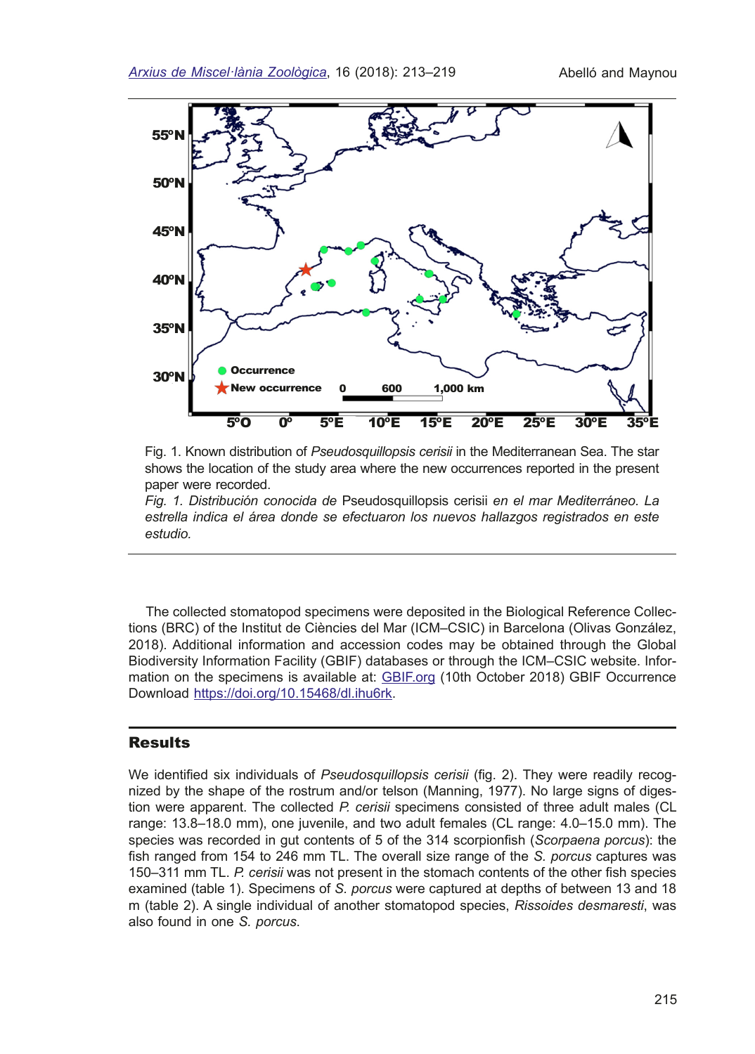Fig. 1. Known distribution of *Pseudosquillopsis cerisii* in the Mediterranean Sea. The star shows the location of the study area where the new occurrences reported in the present paper were recorded.

*Fig. 1. Distribución conocida de* Pseudosquillopsis cerisii *en el mar Mediterráneo. La estrella indica el área donde se efectuaron los nuevos hallazgos registrados en este estudio.*

The collected stomatopod specimens were deposited in the Biological Reference Collections (BRC) of the Institut de Ciències del Mar (ICM–CSIC) in Barcelona (Olivas González, 2018). Additional information and accession codes may be obtained through the Global Biodiversity Information Facility (GBIF) databases or through the ICM–CSIC website. Information on the specimens is available at: GBIF.org (10th October 2018) GBIF Occurrence Download https://doi.org/10.15468/dl.ihu6rk.

## Results

We identified six individuals of *Pseudosquillopsis cerisii* (fig. 2). They were readily recognized by the shape of the rostrum and/or telson (Manning, 1977). No large signs of digestion were apparent. The collected *P. cerisii* specimens consisted of three adult males (CL range: 13.8–18.0 mm), one juvenile, and two adult females (CL range: 4.0–15.0 mm). The species was recorded in gut contents of 5 of the 314 scorpionfish (*Scorpaena porcus*): the fish ranged from 154 to 246 mm TL. The overall size range of the *S. porcus* captures was 150–311 mm TL. *P. cerisii* was not present in the stomach contents of the other fish species examined (table 1). Specimens of *S. porcus* were captured at depths of between 13 and 18 m (table 2). A single individual of another stomatopod species, *Rissoides desmaresti*, was also found in one *S. porcus*.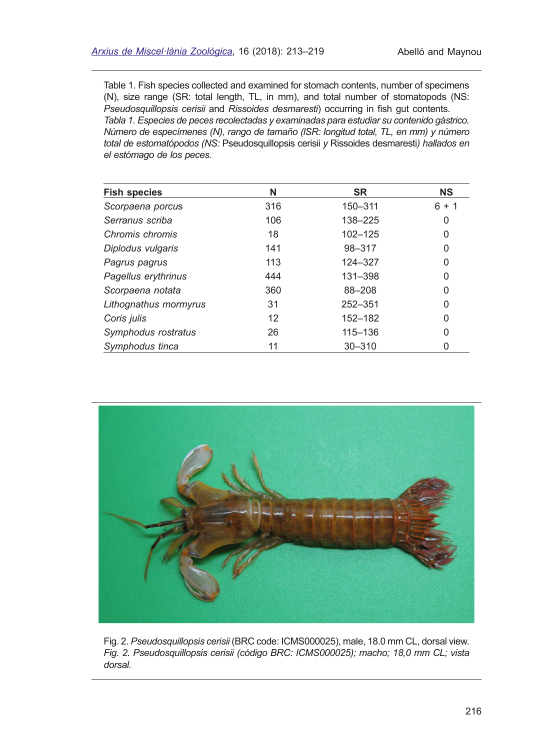Table 1. Fish species collected and examined for stomach contents, number of specimens (N), size range (SR: total length, TL, in mm), and total number of stomatopods (NS: *Pseudosquillopsis cerisii* and *Rissoides desmaresti*) occurring in fish gut contents.
*Tabla 1. Especies de peces recolectadas y examinadas para estudiar su contenido gástrico. Número de especímenes (N), rango de tamaño (ISR: longitud total, TL, en mm) y número total de estomatópodos (NS:* Pseudosquillopsis cerisii *y* Rissoides desmaresti*) hallados en el estómago de los peces.*

| **Fish species** | **N** | **SR** | **NS** |
|---|---|---|---|
| *Scorpaena porcus* | 316 | 150–311 | 6 + 1 |
| *Serranus scriba* | 106 | 138–225 | 0 |
| *Chromis chromis* | 18 | 102–125 | 0 |
| *Diplodus vulgaris* | 141 | 98–317 | 0 |
| *Pagrus pagrus* | 113 | 124–327 | 0 |
| *Pagellus erythrinus* | 444 | 131–398 | 0 |
| *Scorpaena notata* | 360 | 88–208 | 0 |
| *Lithognathus mormyrus* | 31 | 252–351 | 0 |
| *Coris julis* | 12 | 152–182 | 0 |
| *Symphodus rostratus* | 26 | 115–136 | 0 |
| *Symphodus tinca* | 11 | 30–310 | 0 |

Fig. 2. *Pseudosquillopsis cerisii* (BRC code: ICMS000025), male, 18.0 mm CL, dorsal view.
*Fig. 2. Pseudosquillopsis cerisii (código BRC: ICMS000025); macho; 18,0 mm CL; vista dorsal.*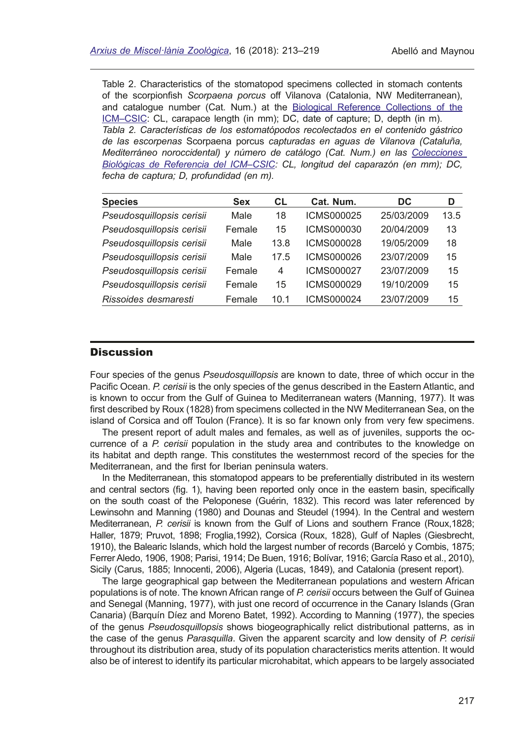Table 2. Characteristics of the stomatopod specimens collected in stomach contents of the scorpionfish *Scorpaena porcus* off Vilanova (Catalonia, NW Mediterranean), and catalogue number (Cat. Num.) at the Biological Reference Collections of the ICM–CSIC: CL, carapace length (in mm); DC, date of capture; D, depth (in m).

*Tabla 2. Características de los estomatópodos recolectados en el contenido gástrico de las escorpenas* Scorpaena porcus *capturadas en aguas de Vilanova (Cataluña, Mediterráneo noroccidental) y número de catálogo (Cat. Num.) en las Colecciones Biológicas de Referencia del ICM–CSIC: CL, longitud del caparazón (en mm); DC, fecha de captura; D, profundidad (en m).*

| Species | Sex | CL | Cat. Num. | DC | D |
|---|---|---|---|---|---|
| *Pseudosquillopsis cerisii* | Male | 18 | ICMS000025 | 25/03/2009 | 13.5 |
| *Pseudosquillopsis cerisii* | Female | 15 | ICMS000030 | 20/04/2009 | 13 |
| *Pseudosquillopsis cerisii* | Male | 13.8 | ICMS000028 | 19/05/2009 | 18 |
| *Pseudosquillopsis cerisii* | Male | 17.5 | ICMS000026 | 23/07/2009 | 15 |
| *Pseudosquillopsis cerisii* | Female | 4 | ICMS000027 | 23/07/2009 | 15 |
| *Pseudosquillopsis cerisii* | Female | 15 | ICMS000029 | 19/10/2009 | 15 |
| *Rissoides desmaresti* | Female | 10.1 | ICMS000024 | 23/07/2009 | 15 |

## Discussion

Four species of the genus *Pseudosquillopsis* are known to date, three of which occur in the Pacific Ocean. *P. cerisii* is the only species of the genus described in the Eastern Atlantic, and is known to occur from the Gulf of Guinea to Mediterranean waters (Manning, 1977). It was first described by Roux (1828) from specimens collected in the NW Mediterranean Sea, on the island of Corsica and off Toulon (France). It is so far known only from very few specimens.

The present report of adult males and females, as well as of juveniles, supports the occurrence of a *P. cerisii* population in the study area and contributes to the knowledge on its habitat and depth range. This constitutes the westernmost record of the species for the Mediterranean, and the first for Iberian peninsula waters.

In the Mediterranean, this stomatopod appears to be preferentially distributed in its western and central sectors (fig. 1), having been reported only once in the eastern basin, specifically on the south coast of the Peloponese (Guérin, 1832). This record was later referenced by Lewinsohn and Manning (1980) and Dounas and Steudel (1994). In the Central and western Mediterranean, *P. cerisii* is known from the Gulf of Lions and southern France (Roux,1828; Haller, 1879; Pruvot, 1898; Froglia,1992), Corsica (Roux, 1828), Gulf of Naples (Giesbrecht, 1910), the Balearic Islands, which hold the largest number of records (Barceló y Combis, 1875; Ferrer Aledo, 1906, 1908; Parisi, 1914; De Buen, 1916; Bolívar, 1916; García Raso et al., 2010), Sicily (Carus, 1885; Innocenti, 2006), Algeria (Lucas, 1849), and Catalonia (present report).

The large geographical gap between the Mediterranean populations and western African populations is of note. The known African range of *P. cerisii* occurs between the Gulf of Guinea and Senegal (Manning, 1977), with just one record of occurrence in the Canary Islands (Gran Canaria) (Barquín Díez and Moreno Batet, 1992). According to Manning (1977), the species of the genus *Pseudosquillopsis* shows biogeographically relict distributional patterns, as in the case of the genus *Parasquilla*. Given the apparent scarcity and low density of *P. cerisii* throughout its distribution area, study of its population characteristics merits attention. It would also be of interest to identify its particular microhabitat, which appears to be largely associated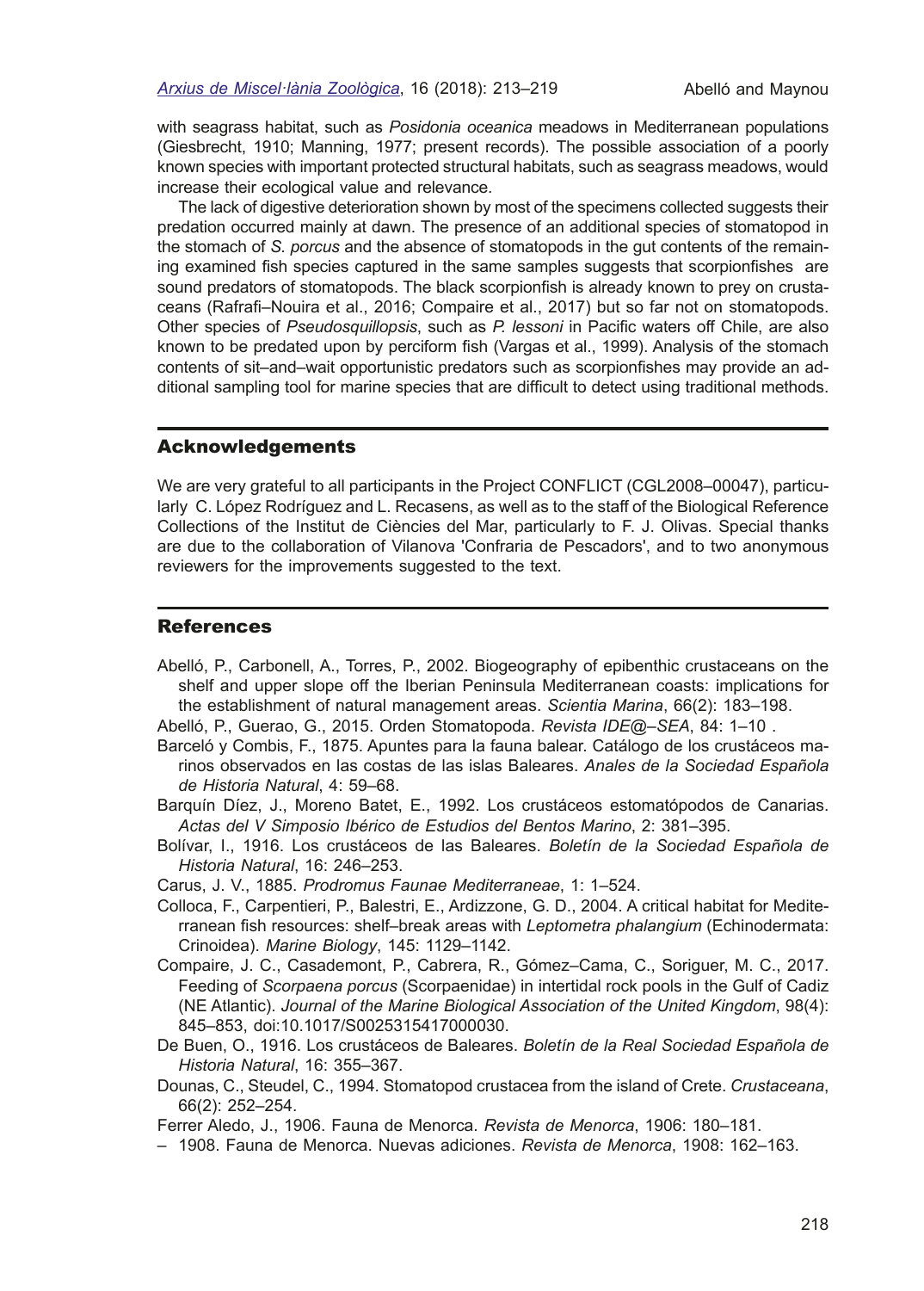with seagrass habitat, such as *Posidonia oceanica* meadows in Mediterranean populations (Giesbrecht, 1910; Manning, 1977; present records). The possible association of a poorly known species with important protected structural habitats, such as seagrass meadows, would increase their ecological value and relevance.

The lack of digestive deterioration shown by most of the specimens collected suggests their predation occurred mainly at dawn. The presence of an additional species of stomatopod in the stomach of *S. porcus* and the absence of stomatopods in the gut contents of the remaining examined fish species captured in the same samples suggests that scorpionfishes are sound predators of stomatopods. The black scorpionfish is already known to prey on crustaceans (Rafrafi–Nouira et al., 2016; Compaire et al., 2017) but so far not on stomatopods. Other species of *Pseudosquillopsis*, such as *P. lessoni* in Pacific waters off Chile, are also known to be predated upon by perciform fish (Vargas et al., 1999). Analysis of the stomach contents of sit–and–wait opportunistic predators such as scorpionfishes may provide an additional sampling tool for marine species that are difficult to detect using traditional methods.

## Acknowledgements

We are very grateful to all participants in the Project CONFLICT (CGL2008–00047), particularly C. López Rodríguez and L. Recasens, as well as to the staff of the Biological Reference Collections of the Institut de Ciències del Mar, particularly to F. J. Olivas. Special thanks are due to the collaboration of Vilanova 'Confraria de Pescadors', and to two anonymous reviewers for the improvements suggested to the text.

## References

Abelló, P., Carbonell, A., Torres, P., 2002. Biogeography of epibenthic crustaceans on the shelf and upper slope off the Iberian Peninsula Mediterranean coasts: implications for the establishment of natural management areas. *Scientia Marina*, 66(2): 183–198.

Abelló, P., Guerao, G., 2015. Orden Stomatopoda. *Revista IDE@–SEA*, 84: 1–10 .

Barceló y Combis, F., 1875. Apuntes para la fauna balear. Catálogo de los crustáceos marinos observados en las costas de las islas Baleares. *Anales de la Sociedad Española de Historia Natural*, 4: 59–68.

Barquín Díez, J., Moreno Batet, E., 1992. Los crustáceos estomatópodos de Canarias. *Actas del V Simposio Ibérico de Estudios del Bentos Marino*, 2: 381–395.

Bolívar, I., 1916. Los crustáceos de las Baleares. *Boletín de la Sociedad Española de Historia Natural*, 16: 246–253.

Carus, J. V., 1885. *Prodromus Faunae Mediterraneae*, 1: 1–524.

Colloca, F., Carpentieri, P., Balestri, E., Ardizzone, G. D., 2004. A critical habitat for Mediterranean fish resources: shelf–break areas with *Leptometra phalangium* (Echinodermata: Crinoidea). *Marine Biology*, 145: 1129–1142.

Compaire, J. C., Casademont, P., Cabrera, R., Gómez–Cama, C., Soriguer, M. C., 2017. Feeding of *Scorpaena porcus* (Scorpaenidae) in intertidal rock pools in the Gulf of Cadiz (NE Atlantic). *Journal of the Marine Biological Association of the United Kingdom*, 98(4): 845–853, doi:10.1017/S0025315417000030.

De Buen, O., 1916. Los crustáceos de Baleares. *Boletín de la Real Sociedad Española de Historia Natural*, 16: 355–367.

Dounas, C., Steudel, C., 1994. Stomatopod crustacea from the island of Crete. *Crustaceana*, 66(2): 252–254.

Ferrer Aledo, J., 1906. Fauna de Menorca. *Revista de Menorca*, 1906: 180–181.

– 1908. Fauna de Menorca. Nuevas adiciones. *Revista de Menorca*, 1908: 162–163.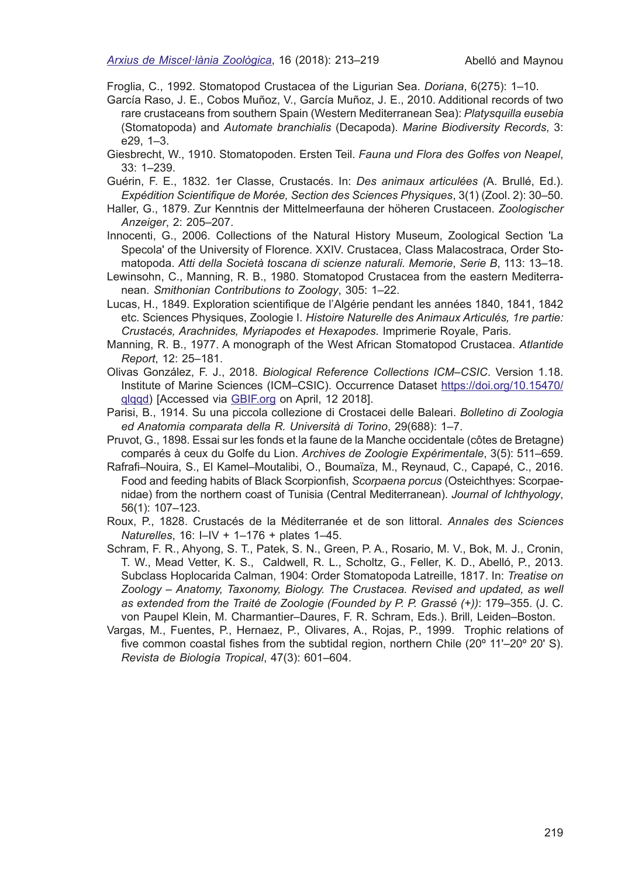Froglia, C., 1992. Stomatopod Crustacea of the Ligurian Sea. *Doriana*, 6(275): 1–10.

García Raso, J. E., Cobos Muñoz, V., García Muñoz, J. E., 2010. Additional records of two rare crustaceans from southern Spain (Western Mediterranean Sea): *Platysquilla eusebia* (Stomatopoda) and *Automate branchialis* (Decapoda). *Marine Biodiversity Records*, 3: e29, 1–3.

Giesbrecht, W., 1910. Stomatopoden. Ersten Teil. *Fauna und Flora des Golfes von Neapel*, 33: 1–239.

Guérin, F. E., 1832. 1er Classe, Crustacés. In: *Des animaux articulées (*A. Brullé, Ed.). *Expédition Scientifique de Morée, Section des Sciences Physiques*, 3(1) (Zool. 2): 30–50.

Haller, G., 1879. Zur Kenntnis der Mittelmeerfauna der höheren Crustaceen. *Zoologischer Anzeiger*, 2: 205–207.

Innocenti, G., 2006. Collections of the Natural History Museum, Zoological Section 'La Specola' of the University of Florence. XXIV. Crustacea, Class Malacostraca, Order Stomatopoda. *Atti della Società toscana di scienze naturali. Memorie*, *Serie B*, 113: 13–18.

Lewinsohn, C., Manning, R. B., 1980. Stomatopod Crustacea from the eastern Mediterranean. *Smithonian Contributions to Zoology*, 305: 1–22.

Lucas, H., 1849. Exploration scientifique de l'Algérie pendant les années 1840, 1841, 1842 etc. Sciences Physiques, Zoologie I. *Histoire Naturelle des Animaux Articulés, 1re partie: Crustacés, Arachnides, Myriapodes et Hexapodes*. Imprimerie Royale, Paris.

Manning, R. B., 1977. A monograph of the West African Stomatopod Crustacea. *Atlantide Report*, 12: 25–181.

Olivas González, F. J., 2018. *Biological Reference Collections ICM–CSIC*. Version 1.18. Institute of Marine Sciences (ICM–CSIC). Occurrence Dataset https://doi.org/10.15470/qlqqd) [Accessed via GBIF.org on April, 12 2018].

Parisi, B., 1914. Su una piccola collezione di Crostacei delle Baleari. *Bolletino di Zoologia ed Anatomia comparata della R. Università di Torino*, 29(688): 1–7.

Pruvot, G., 1898. Essai sur les fonds et la faune de la Manche occidentale (côtes de Bretagne) comparés à ceux du Golfe du Lion. *Archives de Zoologie Expérimentale*, 3(5): 511–659.

Rafrafi–Nouira, S., El Kamel–Moutalibi, O., Boumaïza, M., Reynaud, C., Capapé, C., 2016. Food and feeding habits of Black Scorpionfish, *Scorpaena porcus* (Osteichthyes: Scorpaenidae) from the northern coast of Tunisia (Central Mediterranean). *Journal of Ichthyology*, 56(1): 107–123.

Roux, P., 1828. Crustacés de la Méditerranée et de son littoral. *Annales des Sciences Naturelles*, 16: I–IV + 1–176 + plates 1–45.

Schram, F. R., Ahyong, S. T., Patek, S. N., Green, P. A., Rosario, M. V., Bok, M. J., Cronin, T. W., Mead Vetter, K. S., Caldwell, R. L., Scholtz, G., Feller, K. D., Abelló, P., 2013. Subclass Hoplocarida Calman, 1904: Order Stomatopoda Latreille, 1817. In: *Treatise on Zoology – Anatomy, Taxonomy, Biology. The Crustacea. Revised and updated, as well as extended from the Traité de Zoologie (Founded by P. P. Grassé (+))*: 179–355. (J. C. von Paupel Klein, M. Charmantier–Daures, F. R. Schram, Eds.). Brill, Leiden–Boston.

Vargas, M., Fuentes, P., Hernaez, P., Olivares, A., Rojas, P., 1999. Trophic relations of five common coastal fishes from the subtidal region, northern Chile (20º 11'–20º 20' S). *Revista de Biología Tropical*, 47(3): 601–604.